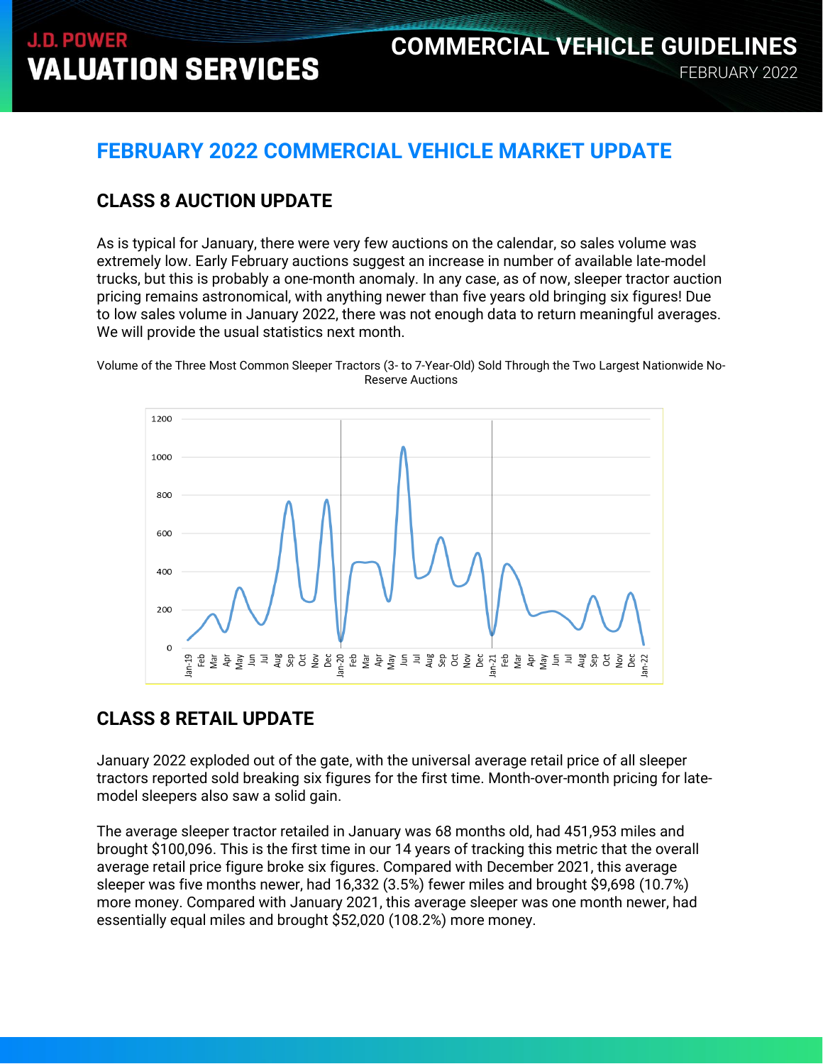# FEBRUARY 2022 COMMERCIAL VEHICLE MARKET UPDATE

## CLASS 8 AUCTION UPDATE

As is typical for January, there were very few auctions on the calendar, so sales volume was extremely low. Early February auctions suggest an increase in number of available late-model trucks, but this is probably a one-month anomaly. In any case, as of now, sleeper tractor auction pricing remains astronomical, with anything newer than five years old bringing six figures! Due to low sales volume in January 2022, there was not enough data to return meaningful averages. We will provide the usual statistics next month.

Volume of the Three Most Common Sleeper Tractors (3- to 7-Year-Old) Sold Through the Two Largest Nationwide No-Reserve Auctions

## CLASS 8 RETAIL UPDATE

January 2022 exploded out of the gate, with the universal average retail price of all sleeper tractors reported sold breaking six figures for the first time. Month-over-month pricing for late-model sleepers also saw a solid gain.

The average sleeper tractor retailed in January was 68 months old, had 451,953 miles and brought $100,096. This is the first time in our 14 years of tracking this metric that the overall average retail price figure broke six figures. Compared with December 2021, this average sleeper was five months newer, had 16,332 (3.5%) fewer miles and brought $9,698 (10.7%) more money. Compared with January 2021, this average sleeper was one month newer, had essentially equal miles and brought $52,020 (108.2%) more money.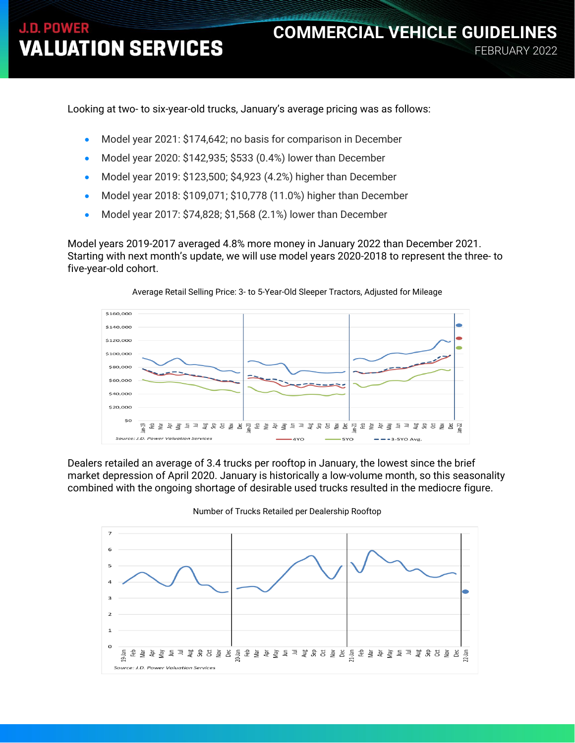Looking at two- to six-year-old trucks, January's average pricing was as follows:

- Model year 2021: $174,642; no basis for comparison in December
- Model year 2020: $142,935; $533 (0.4%) lower than December
- Model year 2019: $123,500; $4,923 (4.2%) higher than December
- Model year 2018: $109,071; $10,778 (11.0%) higher than December
- Model year 2017: $74,828; $1,568 (2.1%) lower than December

Model years 2019-2017 averaged 4.8% more money in January 2022 than December 2021. Starting with next month's update, we will use model years 2020-2018 to represent the three- to five-year-old cohort.

Average Retail Selling Price: 3- to 5-Year-Old Sleeper Tractors, Adjusted for Mileage

Dealers retailed an average of 3.4 trucks per rooftop in January, the lowest since the brief market depression of April 2020. January is historically a low-volume month, so this seasonality combined with the ongoing shortage of desirable used trucks resulted in the mediocre figure.

Number of Trucks Retailed per Dealership Rooftop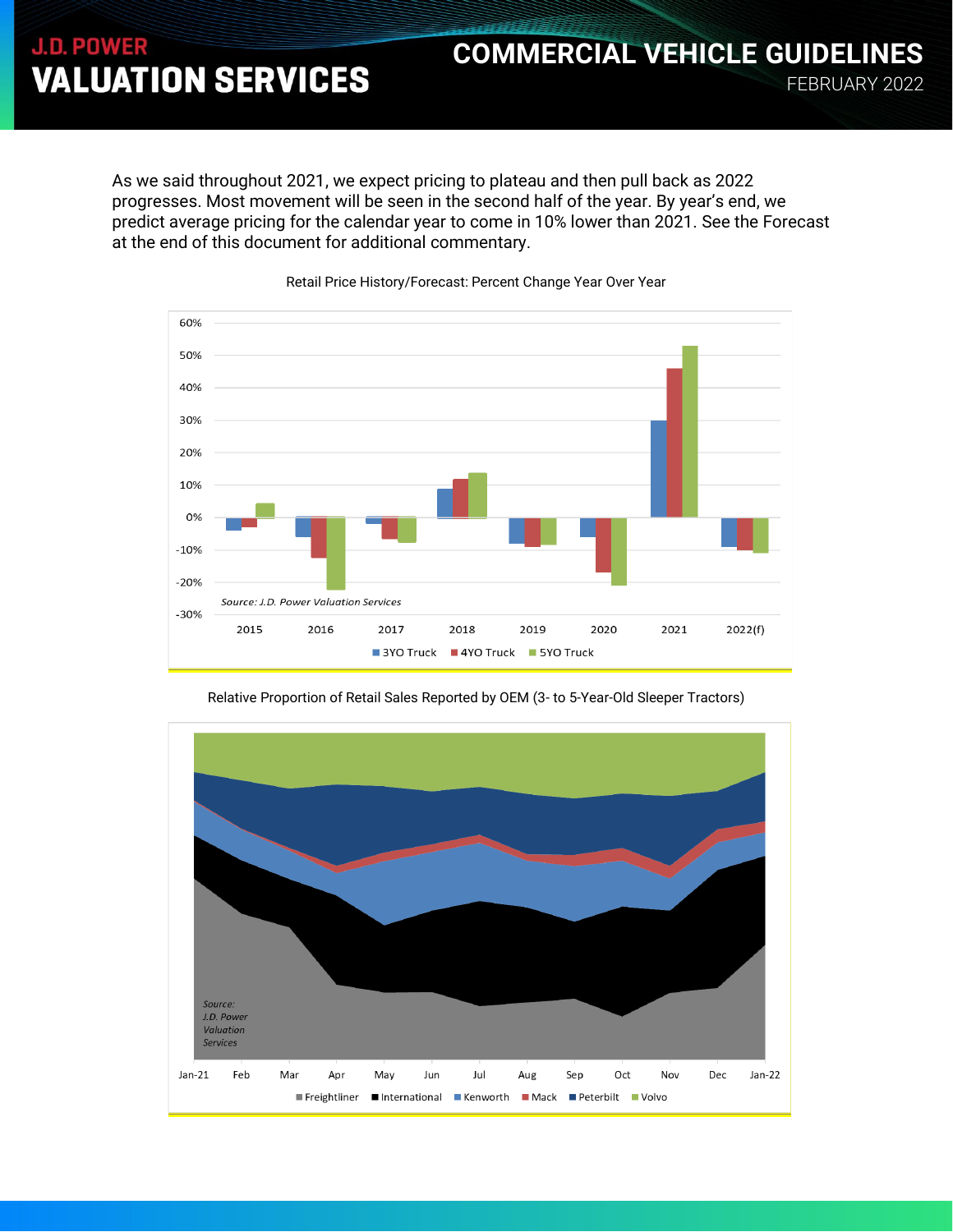As we said throughout 2021, we expect pricing to plateau and then pull back as 2022 progresses. Most movement will be seen in the second half of the year. By year's end, we predict average pricing for the calendar year to come in 10% lower than 2021. See the Forecast at the end of this document for additional commentary.

Retail Price History/Forecast: Percent Change Year Over Year

Source: J.D. Power Valuation Services

3YO Truck | 4YO Truck | 5YO Truck

Relative Proportion of Retail Sales Reported by OEM (3- to 5-Year-Old Sleeper Tractors)

Source: J.D. Power Valuation Services

Freightliner | International | Kenworth | Mack | Peterbilt | Volvo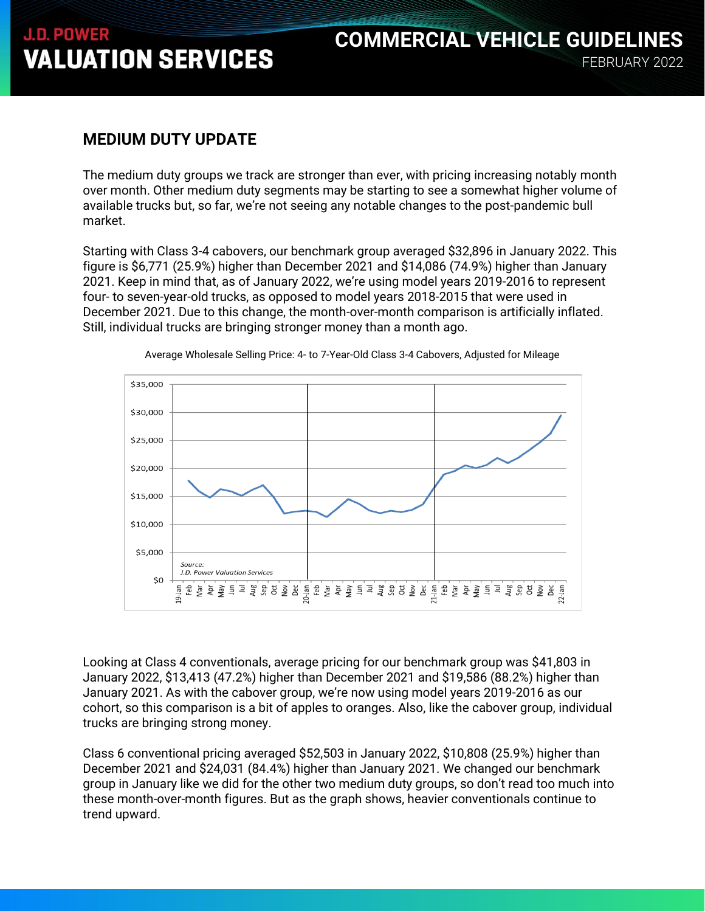## MEDIUM DUTY UPDATE

The medium duty groups we track are stronger than ever, with pricing increasing notably month over month. Other medium duty segments may be starting to see a somewhat higher volume of available trucks but, so far, we're not seeing any notable changes to the post-pandemic bull market.

Starting with Class 3-4 cabovers, our benchmark group averaged $32,896 in January 2022. This figure is $6,771 (25.9%) higher than December 2021 and $14,086 (74.9%) higher than January 2021. Keep in mind that, as of January 2022, we're using model years 2019-2016 to represent four- to seven-year-old trucks, as opposed to model years 2018-2015 that were used in December 2021. Due to this change, the month-over-month comparison is artificially inflated. Still, individual trucks are bringing stronger money than a month ago.

Average Wholesale Selling Price: 4- to 7-Year-Old Class 3-4 Cabovers, Adjusted for Mileage

Source: J.D. Power Valuation Services

Looking at Class 4 conventionals, average pricing for our benchmark group was $41,803 in January 2022, $13,413 (47.2%) higher than December 2021 and $19,586 (88.2%) higher than January 2021. As with the cabover group, we're now using model years 2019-2016 as our cohort, so this comparison is a bit of apples to oranges. Also, like the cabover group, individual trucks are bringing strong money.

Class 6 conventional pricing averaged $52,503 in January 2022, $10,808 (25.9%) higher than December 2021 and $24,031 (84.4%) higher than January 2021. We changed our benchmark group in January like we did for the other two medium duty groups, so don't read too much into these month-over-month figures. But as the graph shows, heavier conventionals continue to trend upward.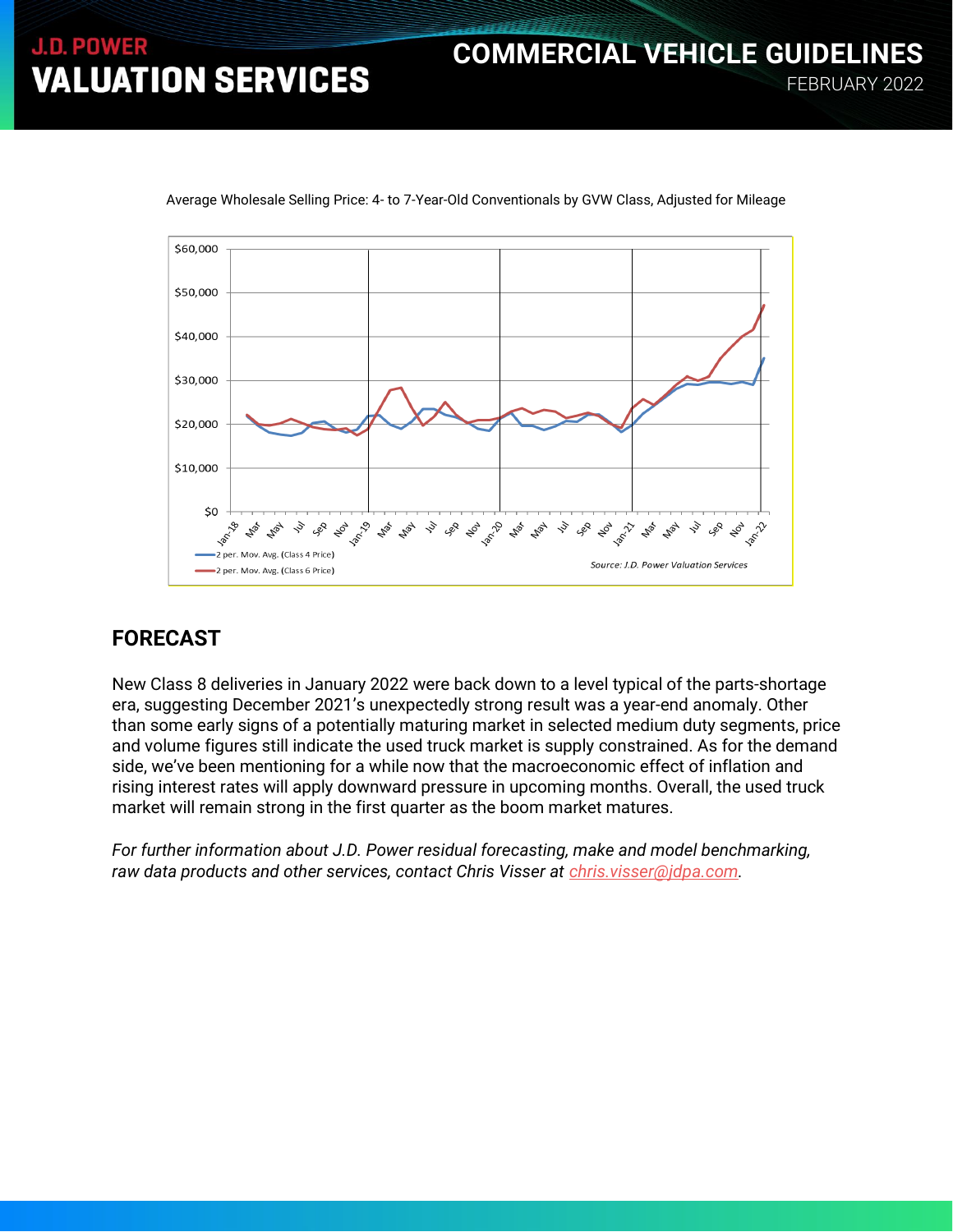Average Wholesale Selling Price: 4- to 7-Year-Old Conventionals by GVW Class, Adjusted for Mileage

$60,000
$50,000
$40,000
$30,000
$20,000
$10,000
$0

Jan-18 Mar May Jul Sep Nov Jan-19 Mar May Jul Sep Nov Jan-20 Mar May Jul Sep Nov Jan-21 Mar May Jul Sep Nov Jan-22

2 per. Mov. Avg. (Class 4 Price)
2 per. Mov. Avg. (Class 6 Price)

Source: J.D. Power Valuation Services

## FORECAST

New Class 8 deliveries in January 2022 were back down to a level typical of the parts-shortage era, suggesting December 2021's unexpectedly strong result was a year-end anomaly. Other than some early signs of a potentially maturing market in selected medium duty segments, price and volume figures still indicate the used truck market is supply constrained. As for the demand side, we've been mentioning for a while now that the macroeconomic effect of inflation and rising interest rates will apply downward pressure in upcoming months. Overall, the used truck market will remain strong in the first quarter as the boom market matures.

*For further information about J.D. Power residual forecasting, make and model benchmarking, raw data products and other services, contact Chris Visser at chris.visser@jdpa.com.*